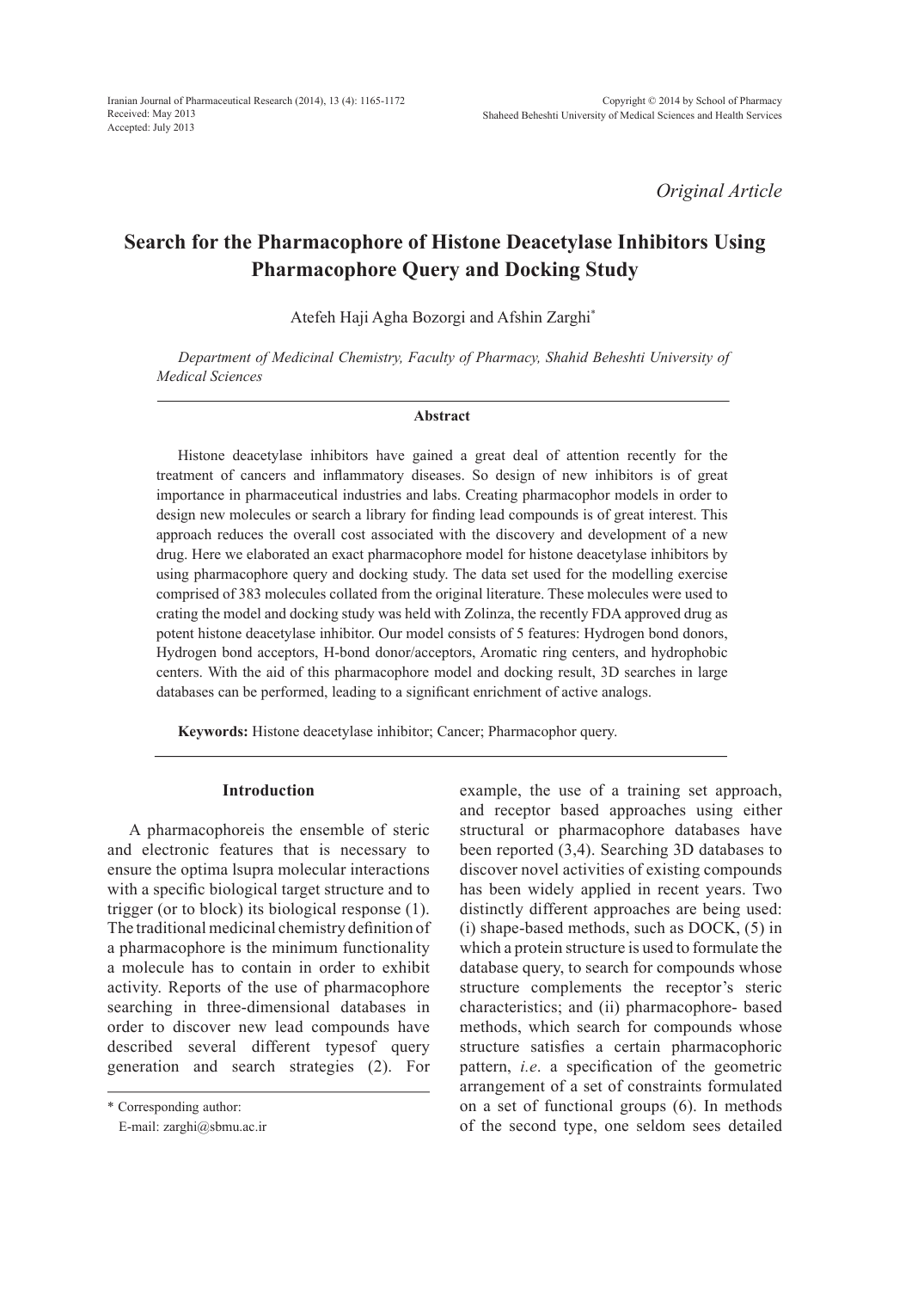Iranian Journal of Pharmaceutical Research (2014), 13 (4): 1165-1172
Received: May 2013
Accepted: July 2013

Copyright © 2014 by School of Pharmacy
Shaheed Beheshti University of Medical Sciences and Health Services

*Original Article*

# Search for the Pharmacophore of Histone Deacetylase Inhibitors Using Pharmacophore Query and Docking Study

Atefeh Haji Agha Bozorgi and Afshin Zarghi*

*Department of Medicinal Chemistry, Faculty of Pharmacy, Shahid Beheshti University of Medical Sciences*

### Abstract

Histone deacetylase inhibitors have gained a great deal of attention recently for the treatment of cancers and inflammatory diseases. So design of new inhibitors is of great importance in pharmaceutical industries and labs. Creating pharmacophor models in order to design new molecules or search a library for finding lead compounds is of great interest. This approach reduces the overall cost associated with the discovery and development of a new drug. Here we elaborated an exact pharmacophore model for histone deacetylase inhibitors by using pharmacophore query and docking study. The data set used for the modelling exercise comprised of 383 molecules collated from the original literature. These molecules were used to crating the model and docking study was held with Zolinza, the recently FDA approved drug as potent histone deacetylase inhibitor. Our model consists of 5 features: Hydrogen bond donors, Hydrogen bond acceptors, H-bond donor/acceptors, Aromatic ring centers, and hydrophobic centers. With the aid of this pharmacophore model and docking result, 3D searches in large databases can be performed, leading to a significant enrichment of active analogs.

**Keywords:** Histone deacetylase inhibitor; Cancer; Pharmacophor query.

## Introduction

A pharmacophoreis the ensemble of steric and electronic features that is necessary to ensure the optima lsupra molecular interactions with a specific biological target structure and to trigger (or to block) its biological response (1). The traditional medicinal chemistry definition of a pharmacophore is the minimum functionality a molecule has to contain in order to exhibit activity. Reports of the use of pharmacophore searching in three-dimensional databases in order to discover new lead compounds have described several different typesof query generation and search strategies (2). For example, the use of a training set approach, and receptor based approaches using either structural or pharmacophore databases have been reported (3,4). Searching 3D databases to discover novel activities of existing compounds has been widely applied in recent years. Two distinctly different approaches are being used: (i) shape-based methods, such as DOCK, (5) in which a protein structure is used to formulate the database query, to search for compounds whose structure complements the receptor's steric characteristics; and (ii) pharmacophore- based methods, which search for compounds whose structure satisfies a certain pharmacophoric pattern, *i.e*. a specification of the geometric arrangement of a set of constraints formulated on a set of functional groups (6). In methods of the second type, one seldom sees detailed

\* Corresponding author:
E-mail: zarghi@sbmu.ac.ir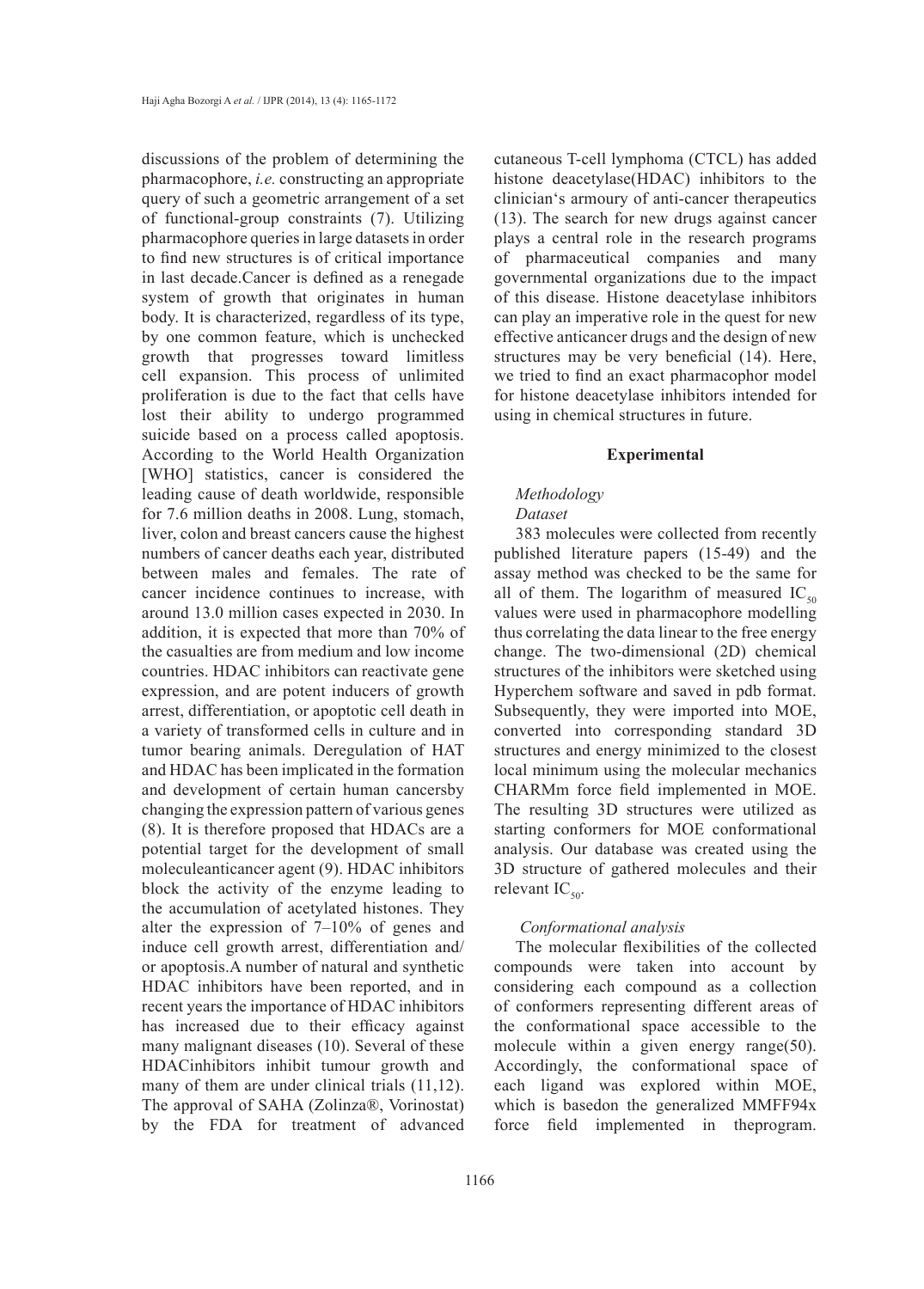discussions of the problem of determining the pharmacophore, *i.e.* constructing an appropriate query of such a geometric arrangement of a set of functional-group constraints (7). Utilizing pharmacophore queries in large datasets in order to find new structures is of critical importance in last decade.Cancer is defined as a renegade system of growth that originates in human body. It is characterized, regardless of its type, by one common feature, which is unchecked growth that progresses toward limitless cell expansion. This process of unlimited proliferation is due to the fact that cells have lost their ability to undergo programmed suicide based on a process called apoptosis. According to the World Health Organization [WHO] statistics, cancer is considered the leading cause of death worldwide, responsible for 7.6 million deaths in 2008. Lung, stomach, liver, colon and breast cancers cause the highest numbers of cancer deaths each year, distributed between males and females. The rate of cancer incidence continues to increase, with around 13.0 million cases expected in 2030. In addition, it is expected that more than 70% of the casualties are from medium and low income countries. HDAC inhibitors can reactivate gene expression, and are potent inducers of growth arrest, differentiation, or apoptotic cell death in a variety of transformed cells in culture and in tumor bearing animals. Deregulation of HAT and HDAC has been implicated in the formation and development of certain human cancersby changing the expression pattern of various genes (8). It is therefore proposed that HDACs are a potential target for the development of small moleculeanticancer agent (9). HDAC inhibitors block the activity of the enzyme leading to the accumulation of acetylated histones. They alter the expression of 7–10% of genes and induce cell growth arrest, differentiation and/or apoptosis.A number of natural and synthetic HDAC inhibitors have been reported, and in recent years the importance of HDAC inhibitors has increased due to their efficacy against many malignant diseases (10). Several of these HDACinhibitors inhibit tumour growth and many of them are under clinical trials (11,12). The approval of SAHA (Zolinza®, Vorinostat) by the FDA for treatment of advanced cutaneous T-cell lymphoma (CTCL) has added histone deacetylase(HDAC) inhibitors to the clinician's armoury of anti-cancer therapeutics (13). The search for new drugs against cancer plays a central role in the research programs of pharmaceutical companies and many governmental organizations due to the impact of this disease. Histone deacetylase inhibitors can play an imperative role in the quest for new effective anticancer drugs and the design of new structures may be very beneficial (14). Here, we tried to find an exact pharmacophor model for histone deacetylase inhibitors intended for using in chemical structures in future.

## Experimental

### *Methodology*

#### *Dataset*

383 molecules were collected from recently published literature papers (15-49) and the assay method was checked to be the same for all of them. The logarithm of measured $IC_{50}$ values were used in pharmacophore modelling thus correlating the data linear to the free energy change. The two-dimensional (2D) chemical structures of the inhibitors were sketched using Hyperchem software and saved in pdb format. Subsequently, they were imported into MOE, converted into corresponding standard 3D structures and energy minimized to the closest local minimum using the molecular mechanics CHARMm force field implemented in MOE. The resulting 3D structures were utilized as starting conformers for MOE conformational analysis. Our database was created using the 3D structure of gathered molecules and their relevant $IC_{50}$.

#### *Conformational analysis*

The molecular flexibilities of the collected compounds were taken into account by considering each compound as a collection of conformers representing different areas of the conformational space accessible to the molecule within a given energy range(50). Accordingly, the conformational space of each ligand was explored within MOE, which is basedon the generalized MMFF94x force field implemented in theprogram.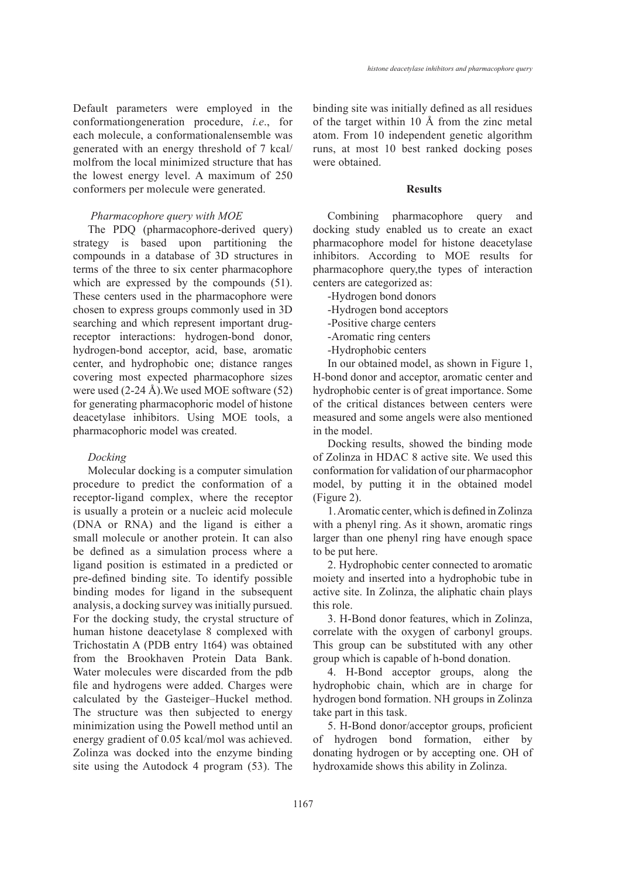Default parameters were employed in the conformationgeneration procedure, *i.e*., for each molecule, a conformationalensemble was generated with an energy threshold of 7 kcal/molfrom the local minimized structure that has the lowest energy level. A maximum of 250 conformers per molecule were generated.

### *Pharmacophore query with MOE*

The PDQ (pharmacophore-derived query) strategy is based upon partitioning the compounds in a database of 3D structures in terms of the three to six center pharmacophore which are expressed by the compounds (51). These centers used in the pharmacophore were chosen to express groups commonly used in 3D searching and which represent important drug-receptor interactions: hydrogen-bond donor, hydrogen-bond acceptor, acid, base, aromatic center, and hydrophobic one; distance ranges covering most expected pharmacophore sizes were used (2-24 Å).We used MOE software (52) for generating pharmacophoric model of histone deacetylase inhibitors. Using MOE tools, a pharmacophoric model was created.

### *Docking*

Molecular docking is a computer simulation procedure to predict the conformation of a receptor-ligand complex, where the receptor is usually a protein or a nucleic acid molecule (DNA or RNA) and the ligand is either a small molecule or another protein. It can also be defined as a simulation process where a ligand position is estimated in a predicted or pre-defined binding site. To identify possible binding modes for ligand in the subsequent analysis, a docking survey was initially pursued. For the docking study, the crystal structure of human histone deacetylase 8 complexed with Trichostatin A (PDB entry 1t64) was obtained from the Brookhaven Protein Data Bank. Water molecules were discarded from the pdb file and hydrogens were added. Charges were calculated by the Gasteiger–Huckel method. The structure was then subjected to energy minimization using the Powell method until an energy gradient of 0.05 kcal/mol was achieved. Zolinza was docked into the enzyme binding site using the Autodock 4 program (53). The binding site was initially defined as all residues of the target within 10 Å from the zinc metal atom. From 10 independent genetic algorithm runs, at most 10 best ranked docking poses were obtained.

## Results

Combining pharmacophore query and docking study enabled us to create an exact pharmacophore model for histone deacetylase inhibitors. According to MOE results for pharmacophore query,the types of interaction centers are categorized as:

-Hydrogen bond donors

-Hydrogen bond acceptors

-Positive charge centers

-Aromatic ring centers

-Hydrophobic centers

In our obtained model, as shown in Figure 1, H-bond donor and acceptor, aromatic center and hydrophobic center is of great importance. Some of the critical distances between centers were measured and some angels were also mentioned in the model.

Docking results, showed the binding mode of Zolinza in HDAC 8 active site. We used this conformation for validation of our pharmacophor model, by putting it in the obtained model (Figure 2).

1. Aromatic center, which is defined in Zolinza with a phenyl ring. As it shown, aromatic rings larger than one phenyl ring have enough space to be put here.

2. Hydrophobic center connected to aromatic moiety and inserted into a hydrophobic tube in active site. In Zolinza, the aliphatic chain plays this role.

3. H-Bond donor features, which in Zolinza, correlate with the oxygen of carbonyl groups. This group can be substituted with any other group which is capable of h-bond donation.

4. H-Bond acceptor groups, along the hydrophobic chain, which are in charge for hydrogen bond formation. NH groups in Zolinza take part in this task.

5. H-Bond donor/acceptor groups, proficient of hydrogen bond formation, either by donating hydrogen or by accepting one. OH of hydroxamide shows this ability in Zolinza.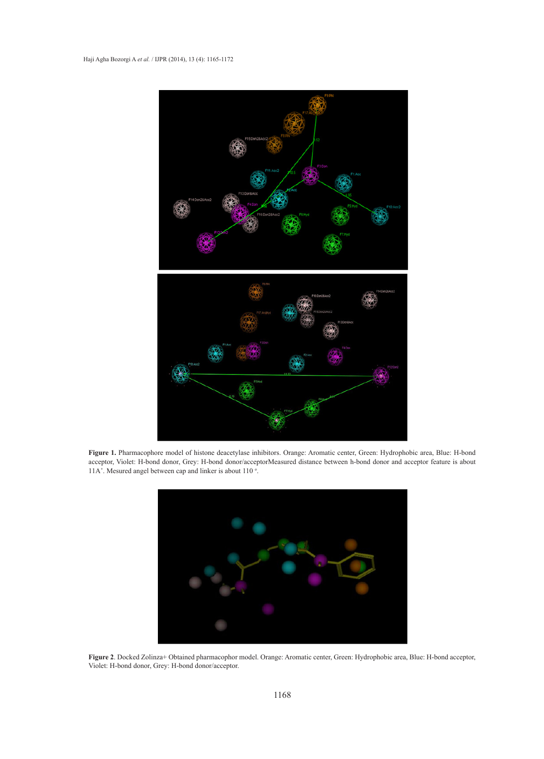**Figure 1.** Pharmacophore model of histone deacetylase inhibitors. Orange: Aromatic center, Green: Hydrophobic area, Blue: H-bond acceptor, Violet: H-bond donor, Grey: H-bond donor/acceptorMeasured distance between h-bond donor and acceptor feature is about 11A˚. Mesured angel between cap and linker is about 110 º.

**Figure 2**. Docked Zolinza+ Obtained pharmacophor model. Orange: Aromatic center, Green: Hydrophobic area, Blue: H-bond acceptor, Violet: H-bond donor, Grey: H-bond donor/acceptor.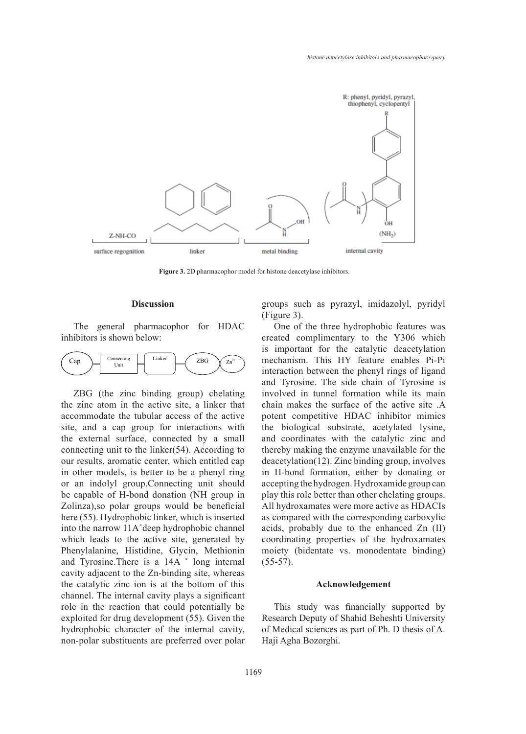Figure 3. 2D pharmacophor model for histone deacetylase inhibitors.

## Discussion

The general pharmacophor for HDAC inhibitors is shown below:

Cap — Connecting Unit — Linker — ZBG — $Zn^{2+}$

ZBG (the zinc binding group) chelating the zinc atom in the active site, a linker that accommodate the tubular access of the active site, and a cap group for interactions with the external surface, connected by a small connecting unit to the linker(54). According to our results, aromatic center, which entitled cap in other models, is better to be a phenyl ring or an indolyl group.Connecting unit should be capable of H-bond donation (NH group in Zolinza),so polar groups would be beneficial here (55). Hydrophobic linker, which is inserted into the narrow 11A˚deep hydrophobic channel which leads to the active site, generated by Phenylalanine, Histidine, Glycin, Methionin and Tyrosine.There is a 14A ˚ long internal cavity adjacent to the Zn-binding site, whereas the catalytic zinc ion is at the bottom of this channel. The internal cavity plays a significant role in the reaction that could potentially be exploited for drug development (55). Given the hydrophobic character of the internal cavity, non-polar substituents are preferred over polar groups such as pyrazyl, imidazolyl, pyridyl (Figure 3).

One of the three hydrophobic features was created complimentary to the Y306 which is important for the catalytic deacetylation mechanism. This HY feature enables Pi-Pi interaction between the phenyl rings of ligand and Tyrosine. The side chain of Tyrosine is involved in tunnel formation while its main chain makes the surface of the active site .A potent competitive HDAC inhibitor mimics the biological substrate, acetylated lysine, and coordinates with the catalytic zinc and thereby making the enzyme unavailable for the deacetylation(12). Zinc binding group, involves in H-bond formation, either by donating or accepting the hydrogen. Hydroxamide group can play this role better than other chelating groups. All hydroxamates were more active as HDACIs as compared with the corresponding carboxylic acids, probably due to the enhanced Zn (II) coordinating properties of the hydroxamates moiety (bidentate vs. monodentate binding) (55-57).

## Acknowledgement

This study was financially supported by Research Deputy of Shahid Beheshti University of Medical sciences as part of Ph. D thesis of A. Haji Agha Bozorghi.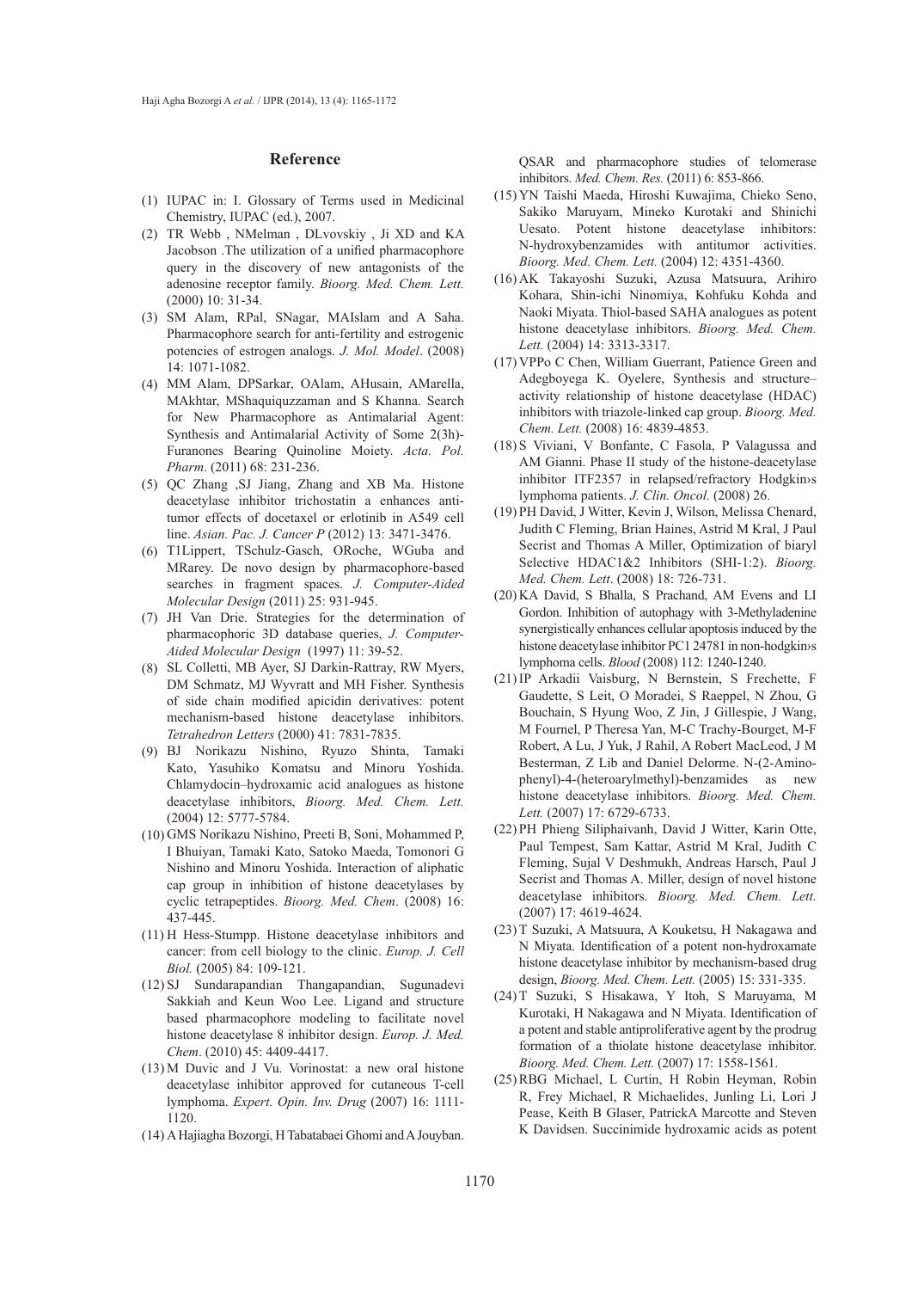## Reference

(1) IUPAC in: I. Glossary of Terms used in Medicinal Chemistry, IUPAC (ed.), 2007.

(2) TR Webb , NMelman , DLvovskiy , Ji XD and KA Jacobson .The utilization of a unified pharmacophore query in the discovery of new antagonists of the adenosine receptor family. *Bioorg. Med. Chem. Lett.* (2000) 10: 31-34.

(3) SM Alam, RPal, SNagar, MAIslam and A Saha. Pharmacophore search for anti-fertility and estrogenic potencies of estrogen analogs. *J. Mol. Model*. (2008) 14: 1071-1082.

(4) MM Alam, DPSarkar, OAlam, AHusain, AMarella, MAkhtar, MShaquiquzzaman and S Khanna. Search for New Pharmacophore as Antimalarial Agent: Synthesis and Antimalarial Activity of Some 2(3h)-Furanones Bearing Quinoline Moiety. *Acta. Pol. Pharm*. (2011) 68: 231-236.

(5) QC Zhang ,SJ Jiang, Zhang and XB Ma. Histone deacetylase inhibitor trichostatin a enhances anti-tumor effects of docetaxel or erlotinib in A549 cell line. *Asian. Pac. J. Cancer P* (2012) 13: 3471-3476.

(6) T1Lippert, TSchulz-Gasch, ORoche, WGuba and MRarey. De novo design by pharmacophore-based searches in fragment spaces. *J. Computer-Aided Molecular Design* (2011) 25: 931-945.

(7) JH Van Drie. Strategies for the determination of pharmacophoric 3D database queries, *J. Computer-Aided Molecular Design* (1997) 11: 39-52.

(8) SL Colletti, MB Ayer, SJ Darkin-Rattray, RW Myers, DM Schmatz, MJ Wyvratt and MH Fisher. Synthesis of side chain modified apicidin derivatives: potent mechanism-based histone deacetylase inhibitors. *Tetrahedron Letters* (2000) 41: 7831-7835.

(9) BJ Norikazu Nishino, Ryuzo Shinta, Tamaki Kato, Yasuhiko Komatsu and Minoru Yoshida. Chlamydocin–hydroxamic acid analogues as histone deacetylase inhibitors, *Bioorg. Med. Chem. Lett.* (2004) 12: 5777-5784.

(10) GMS Norikazu Nishino, Preeti B, Soni, Mohammed P, I Bhuiyan, Tamaki Kato, Satoko Maeda, Tomonori G Nishino and Minoru Yoshida. Interaction of aliphatic cap group in inhibition of histone deacetylases by cyclic tetrapeptides. *Bioorg. Med. Chem*. (2008) 16: 437-445.

(11) H Hess-Stumpp. Histone deacetylase inhibitors and cancer: from cell biology to the clinic. *Europ. J. Cell Biol.* (2005) 84: 109-121.

(12) SJ Sundarapandian Thangapandian, Sugunadevi Sakkiah and Keun Woo Lee. Ligand and structure based pharmacophore modeling to facilitate novel histone deacetylase 8 inhibitor design. *Europ. J. Med. Chem*. (2010) 45: 4409-4417.

(13) M Duvic and J Vu. Vorinostat: a new oral histone deacetylase inhibitor approved for cutaneous T-cell lymphoma. *Expert. Opin. Inv. Drug* (2007) 16: 1111-1120.

(14) A Hajiagha Bozorgi, H Tabatabaei Ghomi and A Jouyban. QSAR and pharmacophore studies of telomerase inhibitors. *Med. Chem. Res.* (2011) 6: 853-866.

(15) YN Taishi Maeda, Hiroshi Kuwajima, Chieko Seno, Sakiko Maruyam, Mineko Kurotaki and Shinichi Uesato. Potent histone deacetylase inhibitors: N-hydroxybenzamides with antitumor activities. *Bioorg. Med. Chem. Lett.* (2004) 12: 4351-4360.

(16) AK Takayoshi Suzuki, Azusa Matsuura, Arihiro Kohara, Shin-ichi Ninomiya, Kohfuku Kohda and Naoki Miyata. Thiol-based SAHA analogues as potent histone deacetylase inhibitors. *Bioorg. Med. Chem. Lett.* (2004) 14: 3313-3317.

(17) VPPo C Chen, William Guerrant, Patience Green and Adegboyega K. Oyelere, Synthesis and structure–activity relationship of histone deacetylase (HDAC) inhibitors with triazole-linked cap group. *Bioorg. Med. Chem. Lett.* (2008) 16: 4839-4853.

(18) S Viviani, V Bonfante, C Fasola, P Valagussa and AM Gianni. Phase II study of the histone-deacetylase inhibitor ITF2357 in relapsed/refractory Hodgkin›s lymphoma patients. *J. Clin. Oncol.* (2008) 26.

(19) PH David, J Witter, Kevin J, Wilson, Melissa Chenard, Judith C Fleming, Brian Haines, Astrid M Kral, J Paul Secrist and Thomas A Miller, Optimization of biaryl Selective HDAC1&2 Inhibitors (SHI-1:2). *Bioorg. Med. Chem. Lett*. (2008) 18: 726-731.

(20) KA David, S Bhalla, S Prachand, AM Evens and LI Gordon. Inhibition of autophagy with 3-Methyladenine synergistically enhances cellular apoptosis induced by the histone deacetylase inhibitor PC1 24781 in non-hodgkin›s lymphoma cells. *Blood* (2008) 112: 1240-1240.

(21) IP Arkadii Vaisburg, N Bernstein, S Frechette, F Gaudette, S Leit, O Moradei, S Raeppel, N Zhou, G Bouchain, S Hyung Woo, Z Jin, J Gillespie, J Wang, M Fournel, P Theresa Yan, M-C Trachy-Bourget, M-F Robert, A Lu, J Yuk, J Rahil, A Robert MacLeod, J M Besterman, Z Lib and Daniel Delorme. N-(2-Amino-phenyl)-4-(heteroarylmethyl)-benzamides as new histone deacetylase inhibitors. *Bioorg. Med. Chem. Lett.* (2007) 17: 6729-6733.

(22) PH Phieng Siliphaivanh, David J Witter, Karin Otte, Paul Tempest, Sam Kattar, Astrid M Kral, Judith C Fleming, Sujal V Deshmukh, Andreas Harsch, Paul J Secrist and Thomas A. Miller, design of novel histone deacetylase inhibitors. *Bioorg. Med. Chem. Lett.* (2007) 17: 4619-4624.

(23) T Suzuki, A Matsuura, A Kouketsu, H Nakagawa and N Miyata. Identification of a potent non-hydroxamate histone deacetylase inhibitor by mechanism-based drug design, *Bioorg. Med. Chem. Lett.* (2005) 15: 331-335.

(24) T Suzuki, S Hisakawa, Y Itoh, S Maruyama, M Kurotaki, H Nakagawa and N Miyata. Identification of a potent and stable antiproliferative agent by the prodrug formation of a thiolate histone deacetylase inhibitor. *Bioorg. Med. Chem. Lett.* (2007) 17: 1558-1561.

(25) RBG Michael, L Curtin, H Robin Heyman, Robin R, Frey Michael, R Michaelides, Junling Li, Lori J Pease, Keith B Glaser, PatrickA Marcotte and Steven K Davidsen. Succinimide hydroxamic acids as potent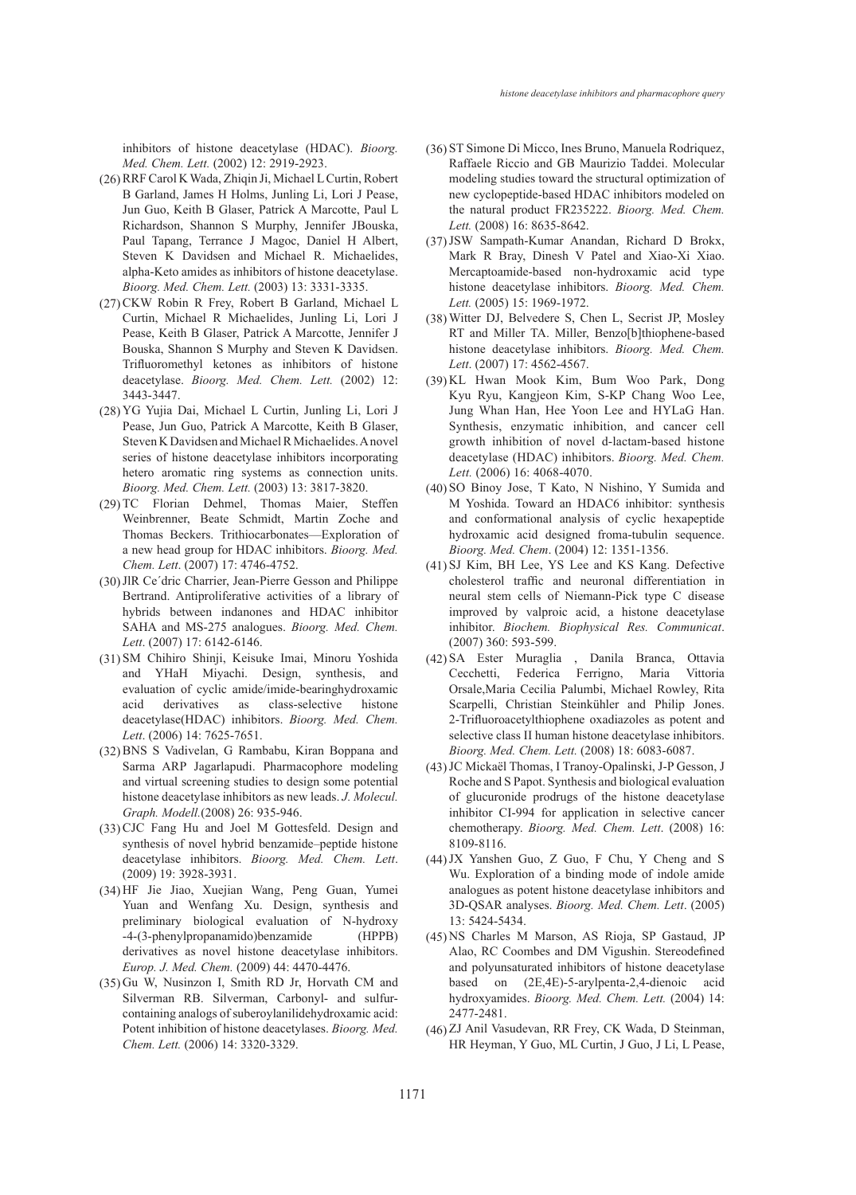inhibitors of histone deacetylase (HDAC). *Bioorg. Med. Chem. Lett.* (2002) 12: 2919-2923.

(26) RRF Carol K Wada, Zhiqin Ji, Michael L Curtin, Robert B Garland, James H Holms, Junling Li, Lori J Pease, Jun Guo, Keith B Glaser, Patrick A Marcotte, Paul L Richardson, Shannon S Murphy, Jennifer JBouska, Paul Tapang, Terrance J Magoc, Daniel H Albert, Steven K Davidsen and Michael R. Michaelides, alpha-Keto amides as inhibitors of histone deacetylase. *Bioorg. Med. Chem. Lett.* (2003) 13: 3331-3335.

(27) CKW Robin R Frey, Robert B Garland, Michael L Curtin, Michael R Michaelides, Junling Li, Lori J Pease, Keith B Glaser, Patrick A Marcotte, Jennifer J Bouska, Shannon S Murphy and Steven K Davidsen. Trifluoromethyl ketones as inhibitors of histone deacetylase. *Bioorg. Med. Chem. Lett.* (2002) 12: 3443-3447.

(28) YG Yujia Dai, Michael L Curtin, Junling Li, Lori J Pease, Jun Guo, Patrick A Marcotte, Keith B Glaser, Steven K Davidsen and Michael R Michaelides. A novel series of histone deacetylase inhibitors incorporating hetero aromatic ring systems as connection units. *Bioorg. Med. Chem. Lett.* (2003) 13: 3817-3820.

(29) TC Florian Dehmel, Thomas Maier, Steffen Weinbrenner, Beate Schmidt, Martin Zoche and Thomas Beckers. Trithiocarbonates—Exploration of a new head group for HDAC inhibitors. *Bioorg. Med. Chem. Lett*. (2007) 17: 4746-4752.

(30) JlR Ce´dric Charrier, Jean-Pierre Gesson and Philippe Bertrand. Antiproliferative activities of a library of hybrids between indanones and HDAC inhibitor SAHA and MS-275 analogues. *Bioorg. Med. Chem. Lett*. (2007) 17: 6142-6146.

(31) SM Chihiro Shinji, Keisuke Imai, Minoru Yoshida and YHaH Miyachi. Design, synthesis, and evaluation of cyclic amide/imide-bearinghydroxamic acid derivatives as class-selective histone deacetylase(HDAC) inhibitors. *Bioorg. Med. Chem. Lett*. (2006) 14: 7625-7651.

(32) BNS S Vadivelan, G Rambabu, Kiran Boppana and Sarma ARP Jagarlapudi. Pharmacophore modeling and virtual screening studies to design some potential histone deacetylase inhibitors as new leads. *J. Molecul. Graph. Modell.*(2008) 26: 935-946.

(33) CJC Fang Hu and Joel M Gottesfeld. Design and synthesis of novel hybrid benzamide–peptide histone deacetylase inhibitors. *Bioorg. Med. Chem. Lett*. (2009) 19: 3928-3931.

(34) HF Jie Jiao, Xuejian Wang, Peng Guan, Yumei Yuan and Wenfang Xu. Design, synthesis and preliminary biological evaluation of N-hydroxy -4-(3-phenylpropanamido)benzamide (HPPB) derivatives as novel histone deacetylase inhibitors. *Europ. J. Med. Chem.* (2009) 44: 4470-4476.

(35) Gu W, Nusinzon I, Smith RD Jr, Horvath CM and Silverman RB. Silverman, Carbonyl- and sulfur-containing analogs of suberoylanilidehydroxamic acid: Potent inhibition of histone deacetylases. *Bioorg. Med. Chem. Lett.* (2006) 14: 3320-3329.

(36) ST Simone Di Micco, Ines Bruno, Manuela Rodriquez, Raffaele Riccio and GB Maurizio Taddei. Molecular modeling studies toward the structural optimization of new cyclopeptide-based HDAC inhibitors modeled on the natural product FR235222. *Bioorg. Med. Chem. Lett.* (2008) 16: 8635-8642.

(37) JSW Sampath-Kumar Anandan, Richard D Brokx, Mark R Bray, Dinesh V Patel and Xiao-Xi Xiao. Mercaptoamide-based non-hydroxamic acid type histone deacetylase inhibitors. *Bioorg. Med. Chem. Lett.* (2005) 15: 1969-1972.

(38) Witter DJ, Belvedere S, Chen L, Secrist JP, Mosley RT and Miller TA. Miller, Benzo[b]thiophene-based histone deacetylase inhibitors. *Bioorg. Med. Chem. Lett*. (2007) 17: 4562-4567.

(39) KL Hwan Mook Kim, Bum Woo Park, Dong Kyu Ryu, Kangjeon Kim, S-KP Chang Woo Lee, Jung Whan Han, Hee Yoon Lee and HYLaG Han. Synthesis, enzymatic inhibition, and cancer cell growth inhibition of novel d-lactam-based histone deacetylase (HDAC) inhibitors. *Bioorg. Med. Chem. Lett.* (2006) 16: 4068-4070.

(40) SO Binoy Jose, T Kato, N Nishino, Y Sumida and M Yoshida. Toward an HDAC6 inhibitor: synthesis and conformational analysis of cyclic hexapeptide hydroxamic acid designed froma-tubulin sequence. *Bioorg. Med. Chem*. (2004) 12: 1351-1356.

(41) SJ Kim, BH Lee, YS Lee and KS Kang. Defective cholesterol traffic and neuronal differentiation in neural stem cells of Niemann-Pick type C disease improved by valproic acid, a histone deacetylase inhibitor. *Biochem. Biophysical Res. Communicat*. (2007) 360: 593-599.

(42) SA Ester Muraglia , Danila Branca, Ottavia Cecchetti, Federica Ferrigno, Maria Vittoria Orsale,Maria Cecilia Palumbi, Michael Rowley, Rita Scarpelli, Christian Steinkühler and Philip Jones. 2-Trifluoroacetylthiophene oxadiazoles as potent and selective class II human histone deacetylase inhibitors. *Bioorg. Med. Chem. Lett.* (2008) 18: 6083-6087.

(43) JC Mickaël Thomas, I Tranoy-Opalinski, J-P Gesson, J Roche and S Papot. Synthesis and biological evaluation of glucuronide prodrugs of the histone deacetylase inhibitor CI-994 for application in selective cancer chemotherapy. *Bioorg. Med. Chem. Lett*. (2008) 16: 8109-8116.

(44) JX Yanshen Guo, Z Guo, F Chu, Y Cheng and S Wu. Exploration of a binding mode of indole amide analogues as potent histone deacetylase inhibitors and 3D-QSAR analyses. *Bioorg. Med. Chem. Lett*. (2005) 13: 5424-5434.

(45) NS Charles M Marson, AS Rioja, SP Gastaud, JP Alao, RC Coombes and DM Vigushin. Stereodefined and polyunsaturated inhibitors of histone deacetylase based on (2E,4E)-5-arylpenta-2,4-dienoic acid hydroxyamides. *Bioorg. Med. Chem. Lett.* (2004) 14: 2477-2481.

(46) ZJ Anil Vasudevan, RR Frey, CK Wada, D Steinman, HR Heyman, Y Guo, ML Curtin, J Guo, J Li, L Pease,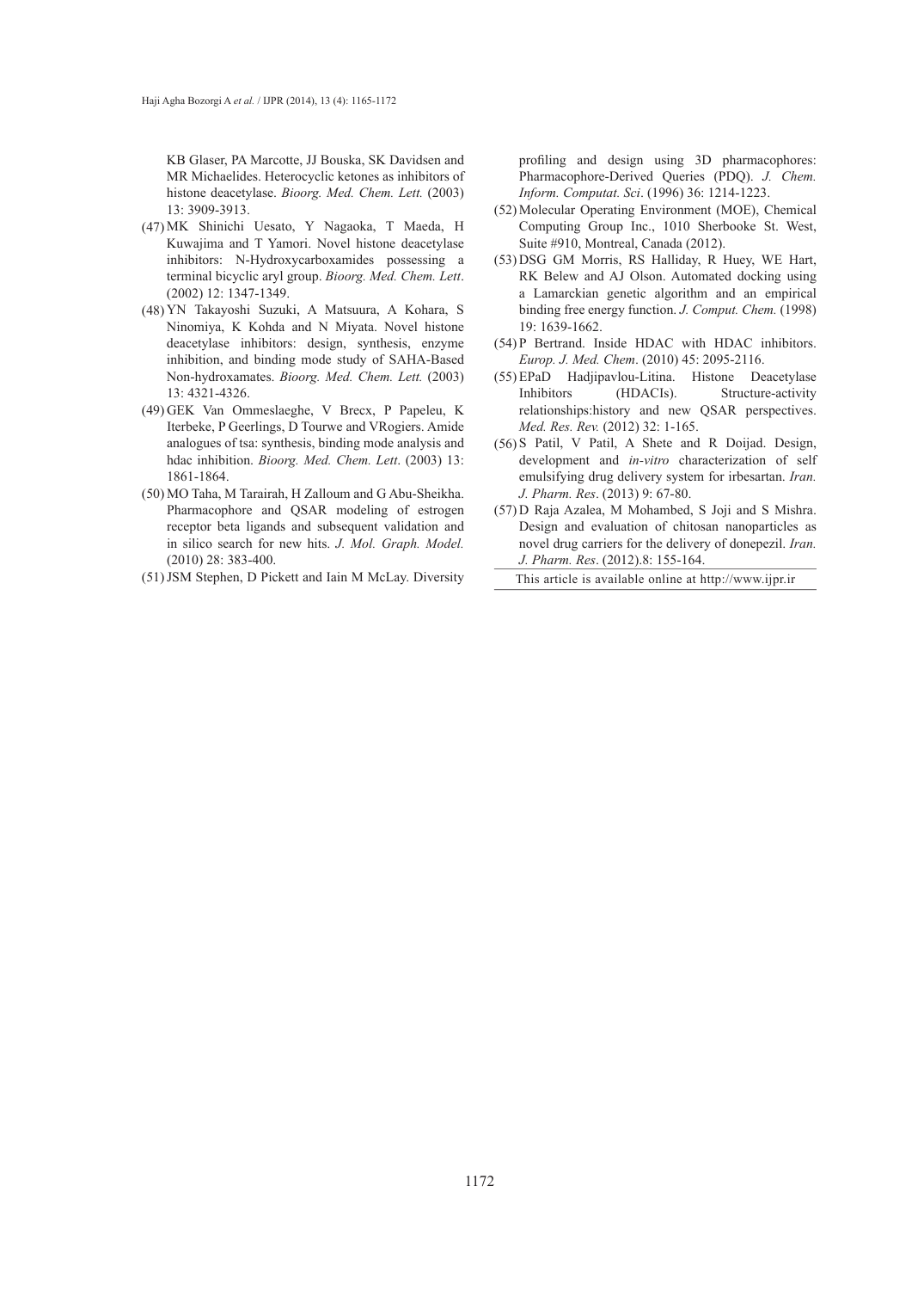KB Glaser, PA Marcotte, JJ Bouska, SK Davidsen and MR Michaelides. Heterocyclic ketones as inhibitors of histone deacetylase. *Bioorg. Med. Chem. Lett.* (2003) 13: 3909-3913.

(47) MK Shinichi Uesato, Y Nagaoka, T Maeda, H Kuwajima and T Yamori. Novel histone deacetylase inhibitors: N-Hydroxycarboxamides possessing a terminal bicyclic aryl group. *Bioorg. Med. Chem. Lett*. (2002) 12: 1347-1349.

(48) YN Takayoshi Suzuki, A Matsuura, A Kohara, S Ninomiya, K Kohda and N Miyata. Novel histone deacetylase inhibitors: design, synthesis, enzyme inhibition, and binding mode study of SAHA-Based Non-hydroxamates. *Bioorg. Med. Chem. Lett.* (2003) 13: 4321-4326.

(49) GEK Van Ommeslaeghe, V Brecx, P Papeleu, K Iterbeke, P Geerlings, D Tourwe and VRogiers. Amide analogues of tsa: synthesis, binding mode analysis and hdac inhibition. *Bioorg. Med. Chem. Lett*. (2003) 13: 1861-1864.

(50) MO Taha, M Tarairah, H Zalloum and G Abu-Sheikha. Pharmacophore and QSAR modeling of estrogen receptor beta ligands and subsequent validation and in silico search for new hits. *J. Mol. Graph. Model.* (2010) 28: 383-400.

(51) JSM Stephen, D Pickett and Iain M McLay. Diversity profiling and design using 3D pharmacophores: Pharmacophore-Derived Queries (PDQ). *J. Chem. Inform. Computat. Sci*. (1996) 36: 1214-1223.

(52) Molecular Operating Environment (MOE), Chemical Computing Group Inc., 1010 Sherbooke St. West, Suite #910, Montreal, Canada (2012).

(53) DSG GM Morris, RS Halliday, R Huey, WE Hart, RK Belew and AJ Olson. Automated docking using a Lamarckian genetic algorithm and an empirical binding free energy function. *J. Comput. Chem.* (1998) 19: 1639-1662.

(54) P Bertrand. Inside HDAC with HDAC inhibitors. *Europ. J. Med. Chem*. (2010) 45: 2095-2116.

(55) EPaD Hadjipavlou-Litina. Histone Deacetylase Inhibitors (HDACIs). Structure-activity relationships:history and new QSAR perspectives. *Med. Res. Rev.* (2012) 32: 1-165.

(56) S Patil, V Patil, A Shete and R Doijad. Design, development and *in-vitro* characterization of self emulsifying drug delivery system for irbesartan. *Iran. J. Pharm. Res*. (2013) 9: 67-80.

(57) D Raja Azalea, M Mohambed, S Joji and S Mishra. Design and evaluation of chitosan nanoparticles as novel drug carriers for the delivery of donepezil. *Iran. J. Pharm. Res*. (2012).8: 155-164.

This article is available online at http://www.ijpr.ir